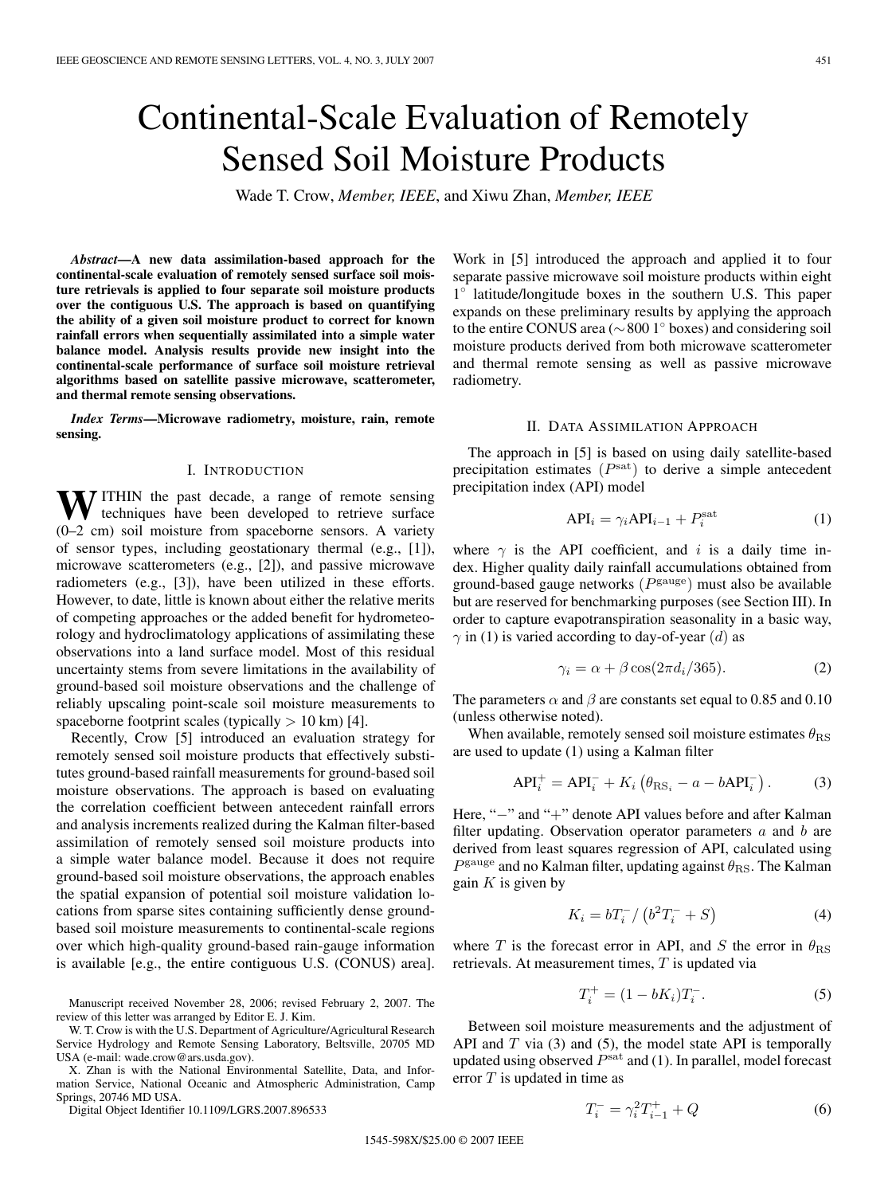# Continental-Scale Evaluation of Remotely Sensed Soil Moisture Products

Wade T. Crow, *Member, IEEE*, and Xiwu Zhan, *Member, IEEE*

***Abstract*—A new data assimilation-based approach for the continental-scale evaluation of remotely sensed surface soil moisture retrievals is applied to four separate soil moisture products over the contiguous U.S. The approach is based on quantifying the ability of a given soil moisture product to correct for known rainfall errors when sequentially assimilated into a simple water balance model. Analysis results provide new insight into the continental-scale performance of surface soil moisture retrieval algorithms based on satellite passive microwave, scatterometer, and thermal remote sensing observations.**

***Index Terms*—Microwave radiometry, moisture, rain, remote sensing.**

## I. Introduction

WITHIN the past decade, a range of remote sensing techniques have been developed to retrieve surface (0–2 cm) soil moisture from spaceborne sensors. A variety of sensor types, including geostationary thermal (e.g., [1]), microwave scatterometers (e.g., [2]), and passive microwave radiometers (e.g., [3]), have been utilized in these efforts. However, to date, little is known about either the relative merits of competing approaches or the added benefit for hydrometeorology and hydroclimatology applications of assimilating these observations into a land surface model. Most of this residual uncertainty stems from severe limitations in the availability of ground-based soil moisture observations and the challenge of reliably upscaling point-scale soil moisture measurements to spaceborne footprint scales (typically > 10 km) [4].

Recently, Crow [5] introduced an evaluation strategy for remotely sensed soil moisture products that effectively substitutes ground-based rainfall measurements for ground-based soil moisture observations. The approach is based on evaluating the correlation coefficient between antecedent rainfall errors and analysis increments realized during the Kalman filter-based assimilation of remotely sensed soil moisture products into a simple water balance model. Because it does not require ground-based soil moisture observations, the approach enables the spatial expansion of potential soil moisture validation locations from sparse sites containing sufficiently dense ground-based soil moisture measurements to continental-scale regions over which high-quality ground-based rain-gauge information is available [e.g., the entire contiguous U.S. (CONUS) area]. Work in [5] introduced the approach and applied it to four separate passive microwave soil moisture products within eight 1° latitude/longitude boxes in the southern U.S. This paper expands on these preliminary results by applying the approach to the entire CONUS area (∼800 1° boxes) and considering soil moisture products derived from both microwave scatterometer and thermal remote sensing as well as passive microwave radiometry.

Manuscript received November 28, 2006; revised February 2, 2007. The review of this letter was arranged by Editor E. J. Kim.

W. T. Crow is with the U.S. Department of Agriculture/Agricultural Research Service Hydrology and Remote Sensing Laboratory, Beltsville, 20705 MD USA (e-mail: wade.crow@ars.usda.gov).

X. Zhan is with the National Environmental Satellite, Data, and Information Service, National Oceanic and Atmospheric Administration, Camp Springs, 20746 MD USA.

Digital Object Identifier 10.1109/LGRS.2007.896533

## II. Data Assimilation Approach

The approach in [5] is based on using daily satellite-based precipitation estimates $(P^{\mathrm{sat}})$ to derive a simple antecedent precipitation index (API) model

$$\mathrm{API}_i = \gamma_i \mathrm{API}_{i-1} + P_i^{\mathrm{sat}} \tag{1}$$

where $\gamma$ is the API coefficient, and $i$ is a daily time index. Higher quality daily rainfall accumulations obtained from ground-based gauge networks $(P^{\mathrm{gauge}})$ must also be available but are reserved for benchmarking purposes (see Section III). In order to capture evapotranspiration seasonality in a basic way, $\gamma$ in (1) is varied according to day-of-year $(d)$ as

$$\gamma_i = \alpha + \beta \cos(2\pi d_i/365). \tag{2}$$

The parameters $\alpha$ and $\beta$ are constants set equal to 0.85 and 0.10 (unless otherwise noted).

When available, remotely sensed soil moisture estimates $\theta_{\mathrm{RS}}$ are used to update (1) using a Kalman filter

$$\mathrm{API}_i^+ = \mathrm{API}_i^- + K_i\left(\theta_{\mathrm{RS}_i} - a - b\mathrm{API}_i^-\right). \tag{3}$$

Here, "−" and "+" denote API values before and after Kalman filter updating. Observation operator parameters $a$ and $b$ are derived from least squares regression of API, calculated using $P^{\mathrm{gauge}}$ and no Kalman filter, updating against $\theta_{\mathrm{RS}}$. The Kalman gain $K$ is given by

$$K_i = bT_i^- / \left(b^2 T_i^- + S\right) \tag{4}$$

where $T$ is the forecast error in API, and $S$ the error in $\theta_{\mathrm{RS}}$ retrievals. At measurement times, $T$ is updated via

$$T_i^+ = (1 - bK_i)T_i^-. \tag{5}$$

Between soil moisture measurements and the adjustment of API and $T$ via (3) and (5), the model state API is temporally updated using observed $P^{\mathrm{sat}}$ and (1). In parallel, model forecast error $T$ is updated in time as

$$T_i^- = \gamma_i^2 T_{i-1}^+ + Q \tag{6}$$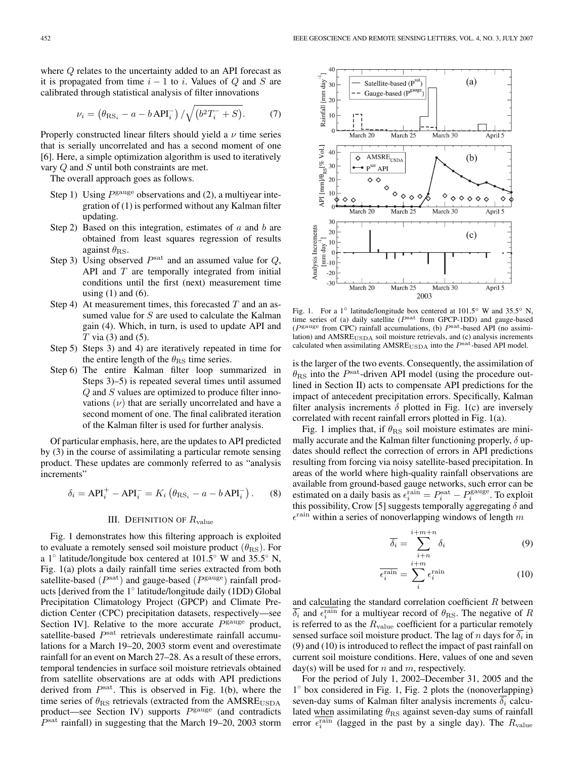where $Q$ relates to the uncertainty added to an API forecast as it is propagated from time $i-1$ to $i$. Values of $Q$ and $S$ are calibrated through statistical analysis of filter innovations

$$\nu_i = \left(\theta_{\mathrm{RS}_i} - a - b\,\mathrm{API}_i^-\right) / \sqrt{\left(b^2 T_i^- + S\right)}. \tag{7}$$

Properly constructed linear filters should yield a $\nu$ time series that is serially uncorrelated and has a second moment of one [6]. Here, a simple optimization algorithm is used to iteratively vary $Q$ and $S$ until both constraints are met.

The overall approach goes as follows.

- Step 1) Using $P^{\mathrm{gauge}}$ observations and (2), a multiyear integration of (1) is performed without any Kalman filter updating.
- Step 2) Based on this integration, estimates of $a$ and $b$ are obtained from least squares regression of results against $\theta_{\mathrm{RS}}$.
- Step 3) Using observed $P^{\mathrm{sat}}$ and an assumed value for $Q$, API and $T$ are temporally integrated from initial conditions until the first (next) measurement time using (1) and (6).
- Step 4) At measurement times, this forecasted $T$ and an assumed value for $S$ are used to calculate the Kalman gain (4). Which, in turn, is used to update API and $T$ via (3) and (5).
- Step 5) Steps 3) and 4) are iteratively repeated in time for the entire length of the $\theta_{\mathrm{RS}}$ time series.
- Step 6) The entire Kalman filter loop summarized in Steps 3)–5) is repeated several times until assumed $Q$ and $S$ values are optimized to produce filter innovations ($\nu$) that are serially uncorrelated and have a second moment of one. The final calibrated iteration of the Kalman filter is used for further analysis.

Of particular emphasis, here, are the updates to API predicted by (3) in the course of assimilating a particular remote sensing product. These updates are commonly referred to as "analysis increments"

$$\delta_i = \mathrm{API}_i^+ - \mathrm{API}_i^- = K_i\left(\theta_{\mathrm{RS}_i} - a - b\,\mathrm{API}_i^-\right). \tag{8}$$

## III. Definition of $R_{\mathrm{value}}$

Fig. 1 demonstrates how this filtering approach is exploited to evaluate a remotely sensed soil moisture product ($\theta_{\mathrm{RS}}$). For a 1° latitude/longitude box centered at 101.5° W and 35.5° N, Fig. 1(a) plots a daily rainfall time series extracted from both satellite-based ($P^{\mathrm{sat}}$) and gauge-based ($P^{\mathrm{gauge}}$) rainfall products [derived from the 1° latitude/longitude daily (1DD) Global Precipitation Climatology Project (GPCP) and Climate Prediction Center (CPC) precipitation datasets, respectively—see Section IV]. Relative to the more accurate $P^{\mathrm{gauge}}$ product, satellite-based $P^{\mathrm{sat}}$ retrievals underestimate rainfall accumulations for a March 19–20, 2003 storm event and overestimate rainfall for an event on March 27–28. As a result of these errors, temporal tendencies in surface soil moisture retrievals obtained from satellite observations are at odds with API predictions derived from $P^{\mathrm{sat}}$. This is observed in Fig. 1(b), where the time series of $\theta_{\mathrm{RS}}$ retrievals (extracted from the $\mathrm{AMSRE}_{\mathrm{USDA}}$ product—see Section IV) supports $P^{\mathrm{gauge}}$ (and contradicts $P^{\mathrm{sat}}$ rainfall) in suggesting that the March 19–20, 2003 storm is the larger of the two events. Consequently, the assimilation of $\theta_{\mathrm{RS}}$ into the $P^{\mathrm{sat}}$-driven API model (using the procedure outlined in Section II) acts to compensate API predictions for the impact of antecedent precipitation errors. Specifically, Kalman filter analysis increments $\delta$ plotted in Fig. 1(c) are inversely correlated with recent rainfall errors plotted in Fig. 1(a).

Fig. 1. For a 1° latitude/longitude box centered at 101.5° W and 35.5° N, time series of (a) daily satellite ($P^{\mathrm{sat}}$ from GPCP-1DD) and gauge-based ($P^{\mathrm{gauge}}$ from CPC) rainfall accumulations, (b) $P^{\mathrm{sat}}$-based API (no assimilation) and $\mathrm{AMSRE}_{\mathrm{USDA}}$ soil moisture retrievals, and (c) analysis increments calculated when assimilating $\mathrm{AMSRE}_{\mathrm{USDA}}$ into the $P^{\mathrm{sat}}$-based API model.

Fig. 1 implies that, if $\theta_{\mathrm{RS}}$ soil moisture estimates are minimally accurate and the Kalman filter functioning properly, $\delta$ updates should reflect the correction of errors in API predictions resulting from forcing via noisy satellite-based precipitation. In areas of the world where high-quality rainfall observations are available from ground-based gauge networks, such error can be estimated on a daily basis as $\epsilon_i^{\mathrm{rain}} = P_i^{\mathrm{sat}} - P_i^{\mathrm{gauge}}$. To exploit this possibility, Crow [5] suggests temporally aggregating $\delta$ and $\epsilon^{\mathrm{rain}}$ within a series of nonoverlapping windows of length $m$

$$\overline{\delta_i} = \sum_{i+n}^{i+m+n} \delta_i \tag{9}$$

$$\overline{\epsilon_i^{\mathrm{rain}}} = \sum_{i}^{i+m} \epsilon_i^{\mathrm{rain}} \tag{10}$$

and calculating the standard correlation coefficient $R$ between $\overline{\delta_i}$ and $\overline{\epsilon_i^{\mathrm{rain}}}$ for a multiyear record of $\theta_{\mathrm{RS}}$. The negative of $R$ is referred to as the $R_{\mathrm{value}}$ coefficient for a particular remotely sensed surface soil moisture product. The lag of $n$ days for $\overline{\delta_i}$ in (9) and (10) is introduced to reflect the impact of past rainfall on current soil moisture conditions. Here, values of one and seven day(s) will be used for $n$ and $m$, respectively.

For the period of July 1, 2002–December 31, 2005 and the 1° box considered in Fig. 1, Fig. 2 plots the (nonoverlapping) seven-day sums of Kalman filter analysis increments $\overline{\delta_i}$ calculated when assimilating $\theta_{\mathrm{RS}}$ against seven-day sums of rainfall error $\overline{\epsilon_i^{\mathrm{rain}}}$ (lagged in the past by a single day). The $R_{\mathrm{value}}$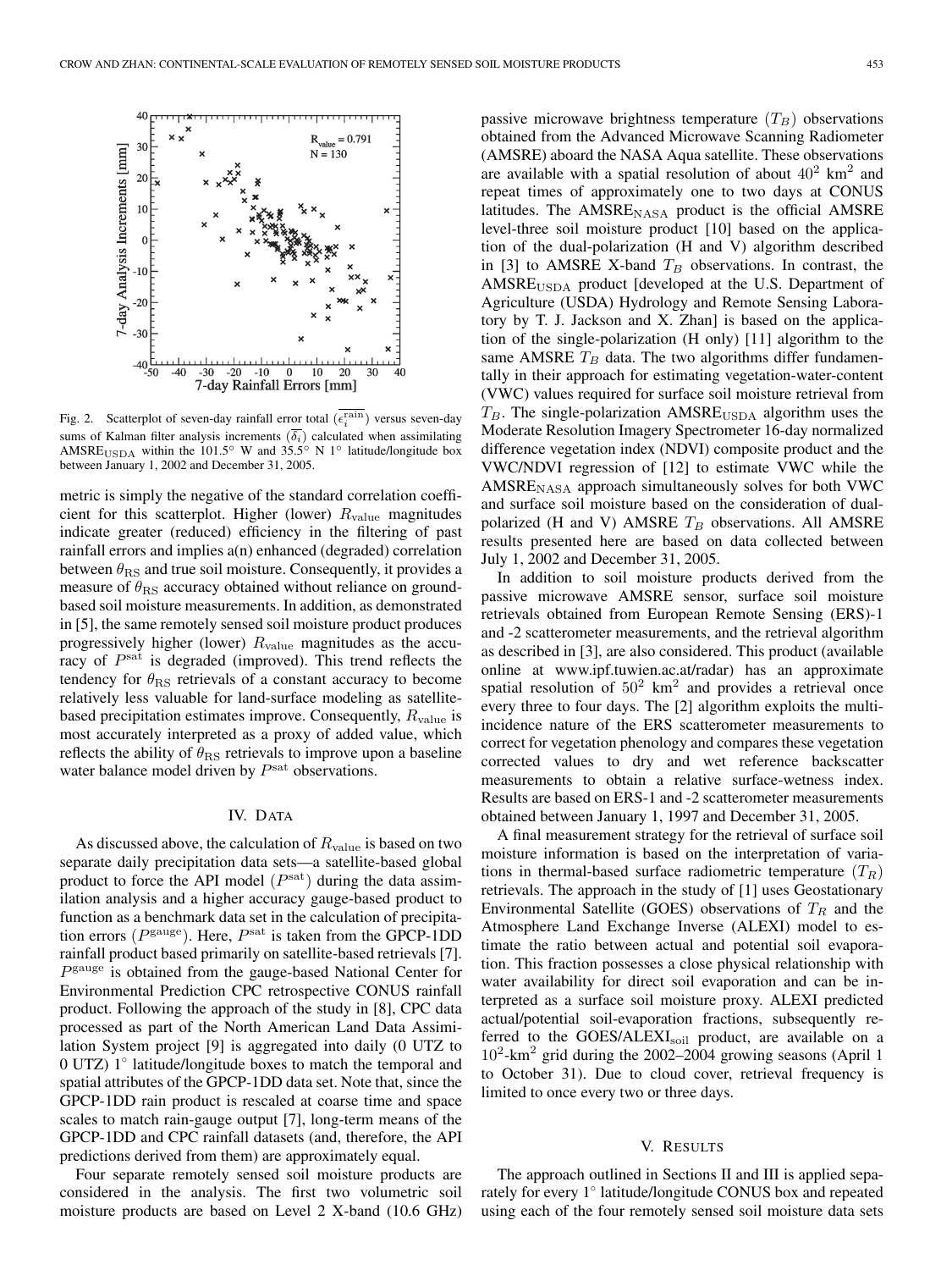Fig. 2. Scatterplot of seven-day rainfall error total ($\overline{\epsilon_i^{\text{rain}}}$) versus seven-day sums of Kalman filter analysis increments ($\overline{\delta_i}$) calculated when assimilating $\text{AMSRE}_{\text{USDA}}$ within the 101.5° W and 35.5° N 1° latitude/longitude box between January 1, 2002 and December 31, 2005.

metric is simply the negative of the standard correlation coefficient for this scatterplot. Higher (lower) $R_{\text{value}}$ magnitudes indicate greater (reduced) efficiency in the filtering of past rainfall errors and implies a(n) enhanced (degraded) correlation between $\theta_{\text{RS}}$ and true soil moisture. Consequently, it provides a measure of $\theta_{\text{RS}}$ accuracy obtained without reliance on ground-based soil moisture measurements. In addition, as demonstrated in [5], the same remotely sensed soil moisture product produces progressively higher (lower) $R_{\text{value}}$ magnitudes as the accuracy of $P^{\text{sat}}$ is degraded (improved). This trend reflects the tendency for $\theta_{\text{RS}}$ retrievals of a constant accuracy to become relatively less valuable for land-surface modeling as satellite-based precipitation estimates improve. Consequently, $R_{\text{value}}$ is most accurately interpreted as a proxy of added value, which reflects the ability of $\theta_{\text{RS}}$ retrievals to improve upon a baseline water balance model driven by $P^{\text{sat}}$ observations.

## IV. Data

As discussed above, the calculation of $R_{\text{value}}$ is based on two separate daily precipitation data sets—a satellite-based global product to force the API model ($P^{\text{sat}}$) during the data assimilation analysis and a higher accuracy gauge-based product to function as a benchmark data set in the calculation of precipitation errors ($P^{\text{gauge}}$). Here, $P^{\text{sat}}$ is taken from the GPCP-1DD rainfall product based primarily on satellite-based retrievals [7]. $P^{\text{gauge}}$ is obtained from the gauge-based National Center for Environmental Prediction CPC retrospective CONUS rainfall product. Following the approach of the study in [8], CPC data processed as part of the North American Land Data Assimilation System project [9] is aggregated into daily (0 UTZ to 0 UTZ) 1° latitude/longitude boxes to match the temporal and spatial attributes of the GPCP-1DD data set. Note that, since the GPCP-1DD rain product is rescaled at coarse time and space scales to match rain-gauge output [7], long-term means of the GPCP-1DD and CPC rainfall datasets (and, therefore, the API predictions derived from them) are approximately equal.

Four separate remotely sensed soil moisture products are considered in the analysis. The first two volumetric soil moisture products are based on Level 2 X-band (10.6 GHz) passive microwave brightness temperature ($T_B$) observations obtained from the Advanced Microwave Scanning Radiometer (AMSRE) aboard the NASA Aqua satellite. These observations are available with a spatial resolution of about $40^2$ km$^2$ and repeat times of approximately one to two days at CONUS latitudes. The $\text{AMSRE}_{\text{NASA}}$ product is the official AMSRE level-three soil moisture product [10] based on the application of the dual-polarization (H and V) algorithm described in [3] to AMSRE X-band $T_B$ observations. In contrast, the $\text{AMSRE}_{\text{USDA}}$ product [developed at the U.S. Department of Agriculture (USDA) Hydrology and Remote Sensing Laboratory by T. J. Jackson and X. Zhan] is based on the application of the single-polarization (H only) [11] algorithm to the same AMSRE $T_B$ data. The two algorithms differ fundamentally in their approach for estimating vegetation-water-content (VWC) values required for surface soil moisture retrieval from $T_B$. The single-polarization $\text{AMSRE}_{\text{USDA}}$ algorithm uses the Moderate Resolution Imagery Spectrometer 16-day normalized difference vegetation index (NDVI) composite product and the VWC/NDVI regression of [12] to estimate VWC while the $\text{AMSRE}_{\text{NASA}}$ approach simultaneously solves for both VWC and surface soil moisture based on the consideration of dual-polarized (H and V) AMSRE $T_B$ observations. All AMSRE results presented here are based on data collected between July 1, 2002 and December 31, 2005.

In addition to soil moisture products derived from the passive microwave AMSRE sensor, surface soil moisture retrievals obtained from European Remote Sensing (ERS)-1 and -2 scatterometer measurements, and the retrieval algorithm as described in [3], are also considered. This product (available online at www.ipf.tuwien.ac.at/radar) has an approximate spatial resolution of $50^2$ km$^2$ and provides a retrieval once every three to four days. The [2] algorithm exploits the multi-incidence nature of the ERS scatterometer measurements to correct for vegetation phenology and compares these vegetation corrected values to dry and wet reference backscatter measurements to obtain a relative surface-wetness index. Results are based on ERS-1 and -2 scatterometer measurements obtained between January 1, 1997 and December 31, 2005.

A final measurement strategy for the retrieval of surface soil moisture information is based on the interpretation of variations in thermal-based surface radiometric temperature ($T_R$) retrievals. The approach in the study of [1] uses Geostationary Environmental Satellite (GOES) observations of $T_R$ and the Atmosphere Land Exchange Inverse (ALEXI) model to estimate the ratio between actual and potential soil evaporation. This fraction possesses a close physical relationship with water availability for direct soil evaporation and can be interpreted as a surface soil moisture proxy. ALEXI predicted actual/potential soil-evaporation fractions, subsequently referred to the $\text{GOES/ALEXI}_{\text{soil}}$ product, are available on a $10^2$-km$^2$ grid during the 2002–2004 growing seasons (April 1 to October 31). Due to cloud cover, retrieval frequency is limited to once every two or three days.

## V. Results

The approach outlined in Sections II and III is applied separately for every 1° latitude/longitude CONUS box and repeated using each of the four remotely sensed soil moisture data sets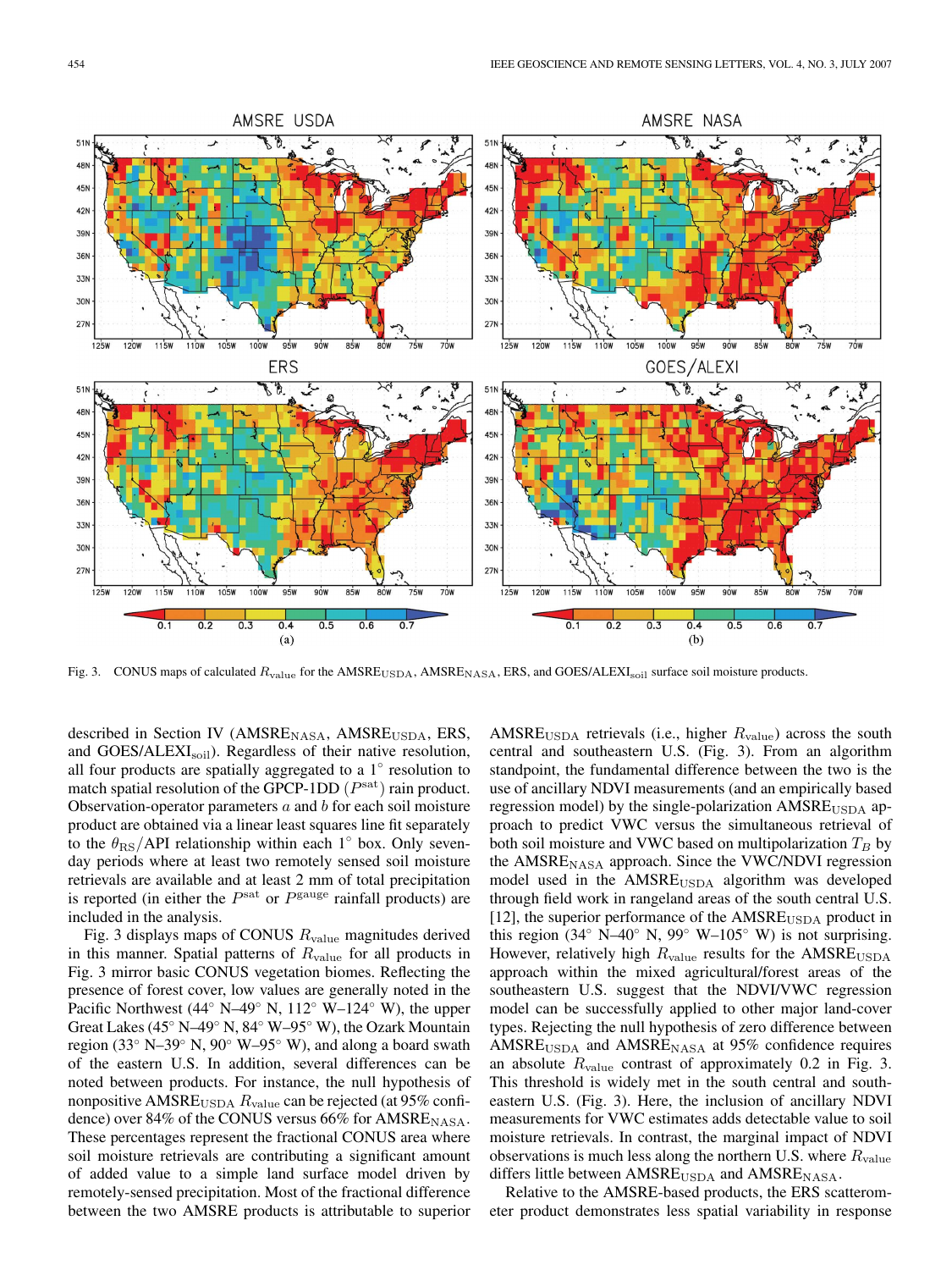Fig. 3. CONUS maps of calculated $R_{\text{value}}$ for the $\text{AMSRE}_{\text{USDA}}$, $\text{AMSRE}_{\text{NASA}}$, ERS, and GOES/$\text{ALEXI}_{\text{soil}}$ surface soil moisture products.

described in Section IV ($\text{AMSRE}_{\text{NASA}}$, $\text{AMSRE}_{\text{USDA}}$, ERS, and GOES/$\text{ALEXI}_{\text{soil}}$). Regardless of their native resolution, all four products are spatially aggregated to a 1° resolution to match spatial resolution of the GPCP-1DD ($P^{\text{sat}}$) rain product. Observation-operator parameters $a$ and $b$ for each soil moisture product are obtained via a linear least squares line fit separately to the $\theta_{\text{RS}}/\text{API}$ relationship within each 1° box. Only seven-day periods where at least two remotely sensed soil moisture retrievals are available and at least 2 mm of total precipitation is reported (in either the $P^{\text{sat}}$ or $P^{\text{gauge}}$ rainfall products) are included in the analysis.

Fig. 3 displays maps of CONUS $R_{\text{value}}$ magnitudes derived in this manner. Spatial patterns of $R_{\text{value}}$ for all products in Fig. 3 mirror basic CONUS vegetation biomes. Reflecting the presence of forest cover, low values are generally noted in the Pacific Northwest (44° N–49° N, 112° W–124° W), the upper Great Lakes (45° N–49° N, 84° W–95° W), the Ozark Mountain region (33° N–39° N, 90° W–95° W), and along a board swath of the eastern U.S. In addition, several differences can be noted between products. For instance, the null hypothesis of nonpositive $\text{AMSRE}_{\text{USDA}}$ $R_{\text{value}}$ can be rejected (at 95% confidence) over 84% of the CONUS versus 66% for $\text{AMSRE}_{\text{NASA}}$. These percentages represent the fractional CONUS area where soil moisture retrievals are contributing a significant amount of added value to a simple land surface model driven by remotely-sensed precipitation. Most of the fractional difference between the two AMSRE products is attributable to superior $\text{AMSRE}_{\text{USDA}}$ retrievals (i.e., higher $R_{\text{value}}$) across the south central and southeastern U.S. (Fig. 3). From an algorithm standpoint, the fundamental difference between the two is the use of ancillary NDVI measurements (and an empirically based regression model) by the single-polarization $\text{AMSRE}_{\text{USDA}}$ approach to predict VWC versus the simultaneous retrieval of both soil moisture and VWC based on multipolarization $T_B$ by the $\text{AMSRE}_{\text{NASA}}$ approach. Since the VWC/NDVI regression model used in the $\text{AMSRE}_{\text{USDA}}$ algorithm was developed through field work in rangeland areas of the south central U.S. [12], the superior performance of the $\text{AMSRE}_{\text{USDA}}$ product in this region (34° N–40° N, 99° W–105° W) is not surprising. However, relatively high $R_{\text{value}}$ results for the $\text{AMSRE}_{\text{USDA}}$ approach within the mixed agricultural/forest areas of the southeastern U.S. suggest that the NDVI/VWC regression model can be successfully applied to other major land-cover types. Rejecting the null hypothesis of zero difference between $\text{AMSRE}_{\text{USDA}}$ and $\text{AMSRE}_{\text{NASA}}$ at 95% confidence requires an absolute $R_{\text{value}}$ contrast of approximately 0.2 in Fig. 3. This threshold is widely met in the south central and southeastern U.S. (Fig. 3). Here, the inclusion of ancillary NDVI measurements for VWC estimates adds detectable value to soil moisture retrievals. In contrast, the marginal impact of NDVI observations is much less along the northern U.S. where $R_{\text{value}}$ differs little between $\text{AMSRE}_{\text{USDA}}$ and $\text{AMSRE}_{\text{NASA}}$.

Relative to the AMSRE-based products, the ERS scatterometer product demonstrates less spatial variability in response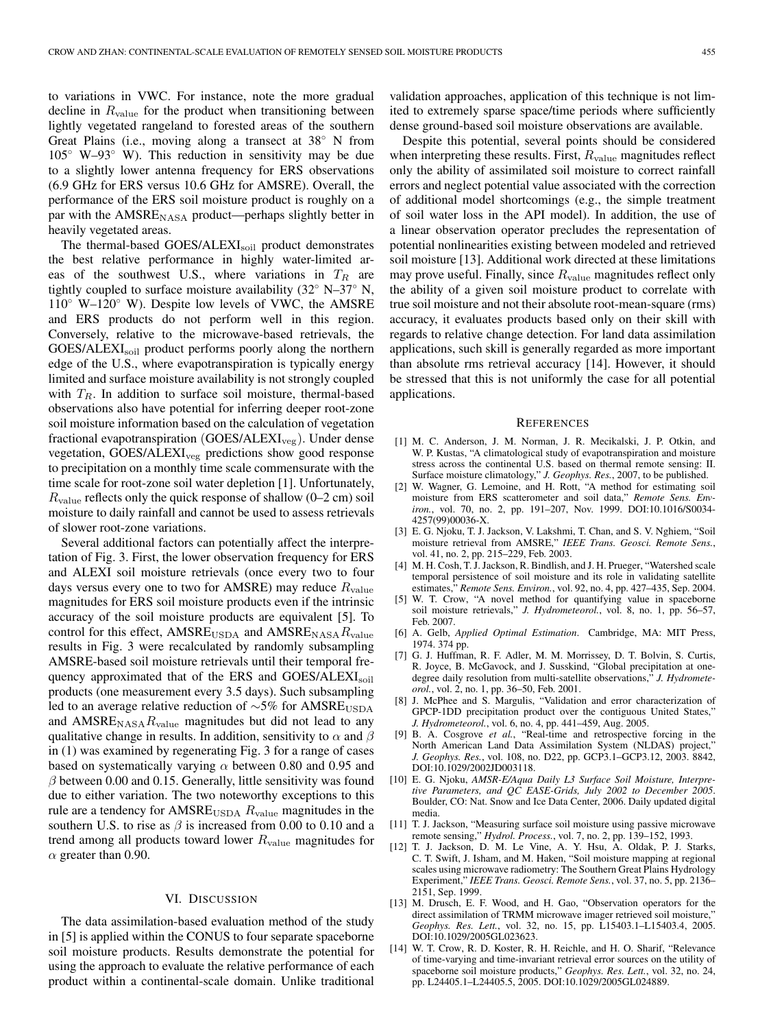to variations in VWC. For instance, note the more gradual decline in $R_{\text{value}}$ for the product when transitioning between lightly vegetated rangeland to forested areas of the southern Great Plains (i.e., moving along a transect at 38° N from 105° W–93° W). This reduction in sensitivity may be due to a slightly lower antenna frequency for ERS observations (6.9 GHz for ERS versus 10.6 GHz for AMSRE). Overall, the performance of the ERS soil moisture product is roughly on a par with the $\text{AMSRE}_{\text{NASA}}$ product—perhaps slightly better in heavily vegetated areas.

The thermal-based $\text{GOES/ALEXI}_{\text{soil}}$ product demonstrates the best relative performance in highly water-limited areas of the southwest U.S., where variations in $T_R$ are tightly coupled to surface moisture availability (32° N–37° N, 110° W–120° W). Despite low levels of VWC, the AMSRE and ERS products do not perform well in this region. Conversely, relative to the microwave-based retrievals, the $\text{GOES/ALEXI}_{\text{soil}}$ product performs poorly along the northern edge of the U.S., where evapotranspiration is typically energy limited and surface moisture availability is not strongly coupled with $T_R$. In addition to surface soil moisture, thermal-based observations also have potential for inferring deeper root-zone soil moisture information based on the calculation of vegetation fractional evapotranspiration ($\text{GOES/ALEXI}_{\text{veg}}$). Under dense vegetation, $\text{GOES/ALEXI}_{\text{veg}}$ predictions show good response to precipitation on a monthly time scale commensurate with the time scale for root-zone soil water depletion [1]. Unfortunately, $R_{\text{value}}$ reflects only the quick response of shallow (0–2 cm) soil moisture to daily rainfall and cannot be used to assess retrievals of slower root-zone variations.

Several additional factors can potentially affect the interpretation of Fig. 3. First, the lower observation frequency for ERS and ALEXI soil moisture retrievals (once every two to four days versus every one to two for AMSRE) may reduce $R_{\text{value}}$ magnitudes for ERS soil moisture products even if the intrinsic accuracy of the soil moisture products are equivalent [5]. To control for this effect, $\text{AMSRE}_{\text{USDA}}$ and $\text{AMSRE}_{\text{NASA}} R_{\text{value}}$ results in Fig. 3 were recalculated by randomly subsampling AMSRE-based soil moisture retrievals until their temporal frequency approximated that of the ERS and $\text{GOES/ALEXI}_{\text{soil}}$ products (one measurement every 3.5 days). Such subsampling led to an average relative reduction of ~5% for $\text{AMSRE}_{\text{USDA}}$ and $\text{AMSRE}_{\text{NASA}} R_{\text{value}}$ magnitudes but did not lead to any qualitative change in results. In addition, sensitivity to $\alpha$ and $\beta$ in (1) was examined by regenerating Fig. 3 for a range of cases based on systematically varying $\alpha$ between 0.80 and 0.95 and $\beta$ between 0.00 and 0.15. Generally, little sensitivity was found due to either variation. The two noteworthy exceptions to this rule are a tendency for $\text{AMSRE}_{\text{USDA}}$ $R_{\text{value}}$ magnitudes in the southern U.S. to rise as $\beta$ is increased from 0.00 to 0.10 and a trend among all products toward lower $R_{\text{value}}$ magnitudes for $\alpha$ greater than 0.90.

## VI. Discussion

The data assimilation-based evaluation method of the study in [5] is applied within the CONUS to four separate spaceborne soil moisture products. Results demonstrate the potential for using the approach to evaluate the relative performance of each product within a continental-scale domain. Unlike traditional validation approaches, application of this technique is not limited to extremely sparse space/time periods where sufficiently dense ground-based soil moisture observations are available.

Despite this potential, several points should be considered when interpreting these results. First, $R_{\text{value}}$ magnitudes reflect only the ability of assimilated soil moisture to correct rainfall errors and neglect potential value associated with the correction of additional model shortcomings (e.g., the simple treatment of soil water loss in the API model). In addition, the use of a linear observation operator precludes the representation of potential nonlinearities existing between modeled and retrieved soil moisture [13]. Additional work directed at these limitations may prove useful. Finally, since $R_{\text{value}}$ magnitudes reflect only the ability of a given soil moisture product to correlate with true soil moisture and not their absolute root-mean-square (rms) accuracy, it evaluates products based only on their skill with regards to relative change detection. For land data assimilation applications, such skill is generally regarded as more important than absolute rms retrieval accuracy [14]. However, it should be stressed that this is not uniformly the case for all potential applications.

## References

[1] M. C. Anderson, J. M. Norman, J. R. Mecikalski, J. P. Otkin, and W. P. Kustas, "A climatological study of evapotranspiration and moisture stress across the continental U.S. based on thermal remote sensing: II. Surface moisture climatology," *J. Geophys. Res.*, 2007, to be published.

[2] W. Wagner, G. Lemoine, and H. Rott, "A method for estimating soil moisture from ERS scatterometer and soil data," *Remote Sens. Environ.*, vol. 70, no. 2, pp. 191–207, Nov. 1999. DOI:10.1016/S0034-4257(99)00036-X.

[3] E. G. Njoku, T. J. Jackson, V. Lakshmi, T. Chan, and S. V. Nghiem, "Soil moisture retrieval from AMSRE," *IEEE Trans. Geosci. Remote Sens.*, vol. 41, no. 2, pp. 215–229, Feb. 2003.

[4] M. H. Cosh, T. J. Jackson, R. Bindlish, and J. H. Prueger, "Watershed scale temporal persistence of soil moisture and its role in validating satellite estimates," *Remote Sens. Environ.*, vol. 92, no. 4, pp. 427–435, Sep. 2004.

[5] W. T. Crow, "A novel method for quantifying value in spaceborne soil moisture retrievals," *J. Hydrometeorol.*, vol. 8, no. 1, pp. 56–57, Feb. 2007.

[6] A. Gelb, *Applied Optimal Estimation*. Cambridge, MA: MIT Press, 1974. 374 pp.

[7] G. J. Huffman, R. F. Adler, M. M. Morrissey, D. T. Bolvin, S. Curtis, R. Joyce, B. McGavock, and J. Susskind, "Global precipitation at one-degree daily resolution from multi-satellite observations," *J. Hydrometeorol.*, vol. 2, no. 1, pp. 36–50, Feb. 2001.

[8] J. McPhee and S. Margulis, "Validation and error characterization of GPCP-1DD precipitation product over the contiguous United States," *J. Hydrometeorol.*, vol. 6, no. 4, pp. 441–459, Aug. 2005.

[9] B. A. Cosgrove *et al.*, "Real-time and retrospective forcing in the North American Land Data Assimilation System (NLDAS) project," *J. Geophys. Res.*, vol. 108, no. D22, pp. GCP3.1–GCP3.12, 2003. 8842, DOI:10.1029/2002JD003118.

[10] E. G. Njoku, *AMSR-E/Aqua Daily L3 Surface Soil Moisture, Interpretive Parameters, and QC EASE-Grids, July 2002 to December 2005*. Boulder, CO: Nat. Snow and Ice Data Center, 2006. Daily updated digital media.

[11] T. J. Jackson, "Measuring surface soil moisture using passive microwave remote sensing," *Hydrol. Process.*, vol. 7, no. 2, pp. 139–152, 1993.

[12] T. J. Jackson, D. M. Le Vine, A. Y. Hsu, A. Oldak, P. J. Starks, C. T. Swift, J. Isham, and M. Haken, "Soil moisture mapping at regional scales using microwave radiometry: The Southern Great Plains Hydrology Experiment," *IEEE Trans. Geosci. Remote Sens.*, vol. 37, no. 5, pp. 2136–2151, Sep. 1999.

[13] M. Drusch, E. F. Wood, and H. Gao, "Observation operators for the direct assimilation of TRMM microwave imager retrieved soil moisture," *Geophys. Res. Lett.*, vol. 32, no. 15, pp. L15403.1–L15403.4, 2005. DOI:10.1029/2005GL023623.

[14] W. T. Crow, R. D. Koster, R. H. Reichle, and H. O. Sharif, "Relevance of time-varying and time-invariant retrieval error sources on the utility of spaceborne soil moisture products," *Geophys. Res. Lett.*, vol. 32, no. 24, pp. L24405.1–L24405.5, 2005. DOI:10.1029/2005GL024889.